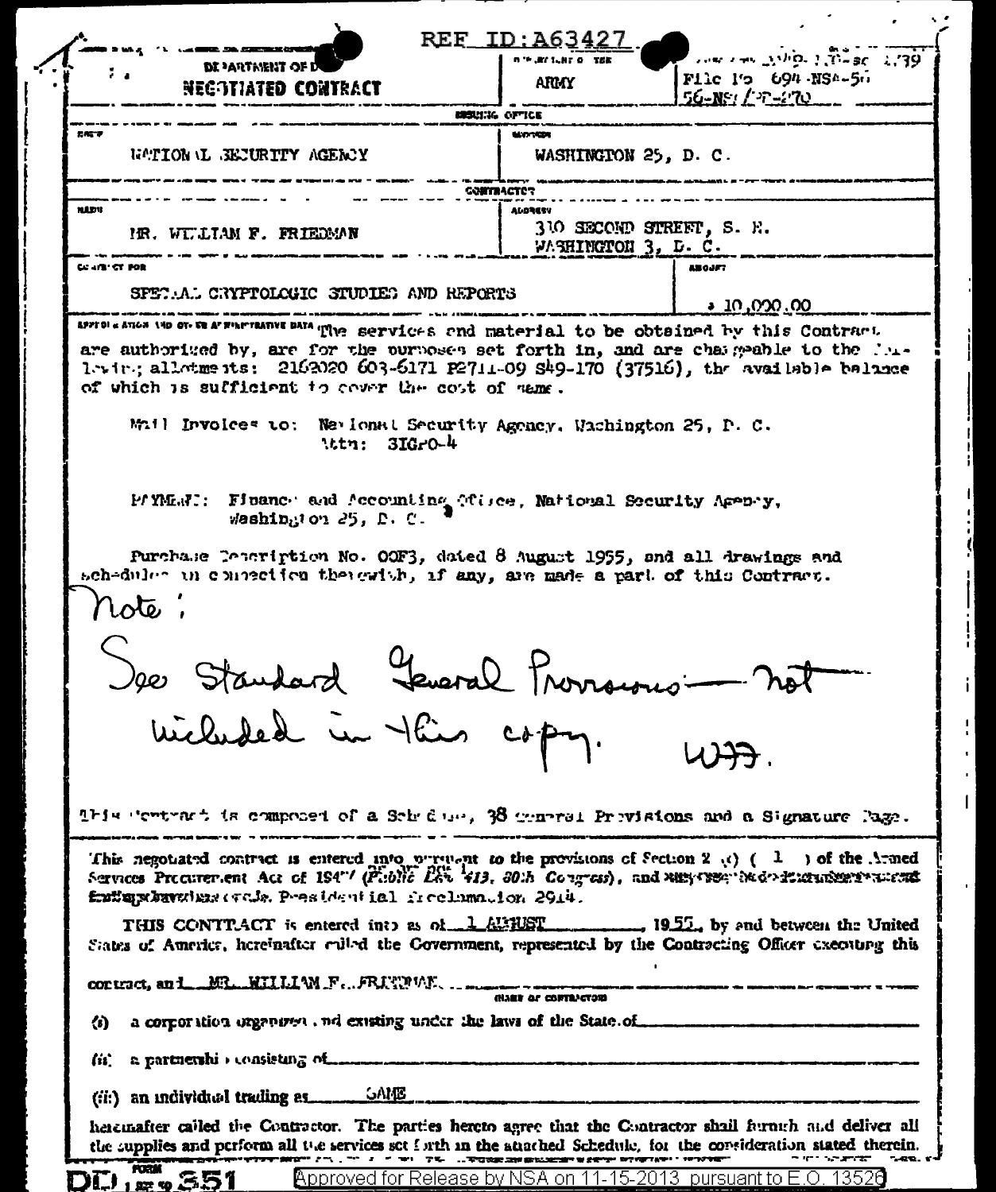REF ID:A63427

DEPARTMENT OF D

**NEGOTIATED CONTRACT**

ARMY

File No 694-NSA-56 56-NSA/PP-270

ISSUING OFFICE

NAME: NATIONAL SECURITY AGENCY

ADDRESS: WASHINGTON 25, D. C.

CONTRACTOR

NAME: MR. WILLIAM F. FRIEDMAN

ADDRESS: 310 SECOND STREET, S. E. WASHINGTON 3, D. C.

CONTRACT FOR: SPECIAL CRYPTOLOGIC STUDIES AND REPORTS

AMOUNT: $ 10,000.00

APPROPRIATION AND OTHER ADMINISTRATIVE DATA: The services and material to be obtained by this Contract are authorized by, are for the purposes set forth in, and are chargeable to the following allotments: 2162020 603-6171 P2711-09 S49-170 (37516), the available balance of which is sufficient to cover the cost of same.

Mail Invoices to: National Security Agency, Washington 25, D. C. Attn: 3IGPO-4

PAYMENT: Finance and Accounting Office, National Security Agency, Washington 25, D. C.

Purchase Description No. OOF3, dated 8 August 1955, and all drawings and schedules in connection therewith, if any, are made a part of this Contract.

Note: See Standard General Provisions — not included in this copy. WFF.

This Contract is composed of a Schedule, 38 General Provisions and a Signature Page.

This negotiated contract is entered into pursuant to the provisions of Section 2 (c) ( 1 ) of the Armed Services Procurement Act of 1947 (Public Law 413, 80th Congress), and Presidential Proclamation 2914.

THIS CONTRACT is entered into as of 1 AUGUST, 1955, by and between the United States of America, hereinafter called the Government, represented by the Contracting Officer executing this contract, and MR. WILLIAM F. FRIEDMAN

(i) a corporation organized and existing under the laws of the State of

(ii) a partnership consisting of

(iii) an individual trading as SAME

hereinafter called the Contractor. The parties hereto agree that the Contractor shall furnish and deliver all the supplies and perform all the services set forth in the attached Schedule, for the consideration stated therein.

DD FORM 351

Approved for Release by NSA on 11-15-2013 pursuant to E.O. 13526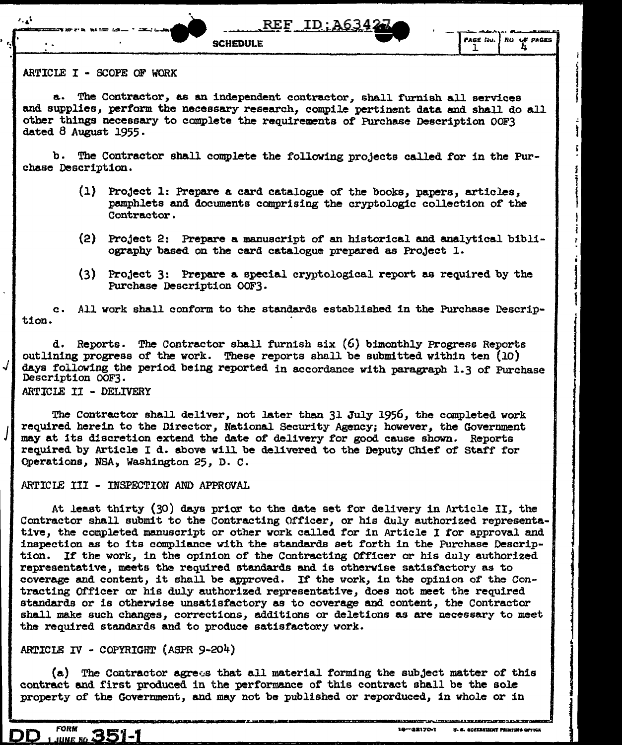SCHEDULE

ARTICLE I - SCOPE OF WORK

a. The Contractor, as an independent contractor, shall furnish all services and supplies, perform the necessary research, compile pertinent data and shall do all other things necessary to complete the requirements of Purchase Description OOF3 dated 8 August 1955.

b. The Contractor shall complete the following projects called for in the Purchase Description.

(1) Project 1: Prepare a card catalogue of the books, papers, articles, pamphlets and documents comprising the cryptologic collection of the Contractor.

(2) Project 2: Prepare a manuscript of an historical and analytical bibliography based on the card catalogue prepared as Project 1.

(3) Project 3: Prepare a special cryptological report as required by the Purchase Description OOF3.

c. All work shall conform to the standards established in the Purchase Description.

d. Reports. The Contractor shall furnish six (6) bimonthly Progress Reports outlining progress of the work. These reports shall be submitted within ten (10) days following the period being reported in accordance with paragraph 1.3 of Purchase Description OOF3.

ARTICLE II - DELIVERY

The Contractor shall deliver, not later than 31 July 1956, the completed work required herein to the Director, National Security Agency; however, the Government may at its discretion extend the date of delivery for good cause shown. Reports required by Article I d. above will be delivered to the Deputy Chief of Staff for Operations, NSA, Washington 25, D. C.

ARTICLE III - INSPECTION AND APPROVAL

At least thirty (30) days prior to the date set for delivery in Article II, the Contractor shall submit to the Contracting Officer, or his duly authorized representative, the completed manuscript or other work called for in Article I for approval and inspection as to its compliance with the standards set forth in the Purchase Description. If the work, in the opinion of the Contracting Officer or his duly authorized representative, meets the required standards and is otherwise satisfactory as to coverage and content, it shall be approved. If the work, in the opinion of the Contracting Officer or his duly authorized representative, does not meet the required standards or is otherwise unsatisfactory as to coverage and content, the Contractor shall make such changes, corrections, additions or deletions as are necessary to meet the required standards and to produce satisfactory work.

ARTICLE IV - COPYRIGHT (ASPR 9-204)

(a) The Contractor agrees that all material forming the subject matter of this contract and first produced in the performance of this contract shall be the sole property of the Government, and may not be published or reporduced, in whole or in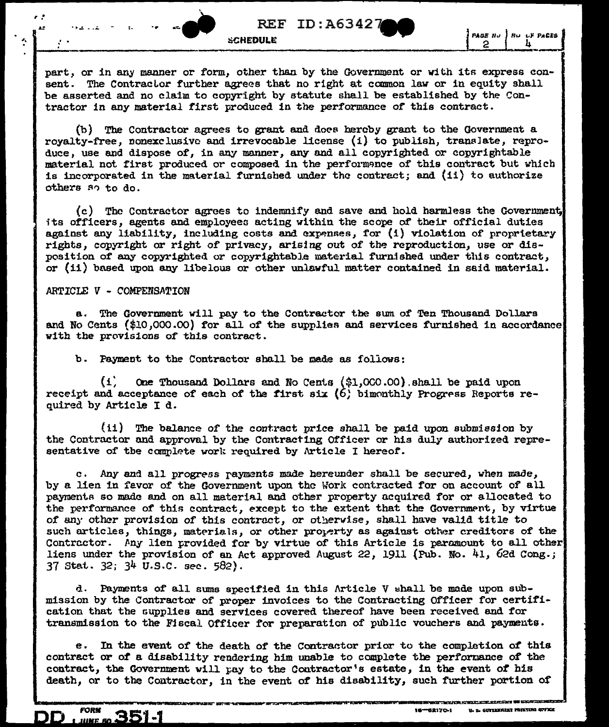part, or in any manner or form, other than by the Government or with its express consent. The Contractor further agrees that no right at common law or in equity shall be asserted and no claim to copyright by statute shall be established by the Contractor in any material first produced in the performance of this contract.

(b) The Contractor agrees to grant and does hereby grant to the Government a royalty-free, nonexclusive and irrevocable license (i) to publish, translate, reproduce, use and dispose of, in any manner, any and all copyrighted or copyrightable material not first produced or composed in the performance of this contract but which is incorporated in the material furnished under the contract; and (ii) to authorize others so to do.

(c) The Contractor agrees to indemnify and save and hold harmless the Government, its officers, agents and employees acting within the scope of their official duties against any liability, including costs and expenses, for (i) violation of proprietary rights, copyright or right of privacy, arising out of the reproduction, use or disposition of any copyrighted or copyrightable material furnished under this contract, or (ii) based upon any libelous or other unlawful matter contained in said material.

ARTICLE V - COMPENSATION

a. The Government will pay to the Contractor the sum of Ten Thousand Dollars and No Cents ($10,000.00) for all of the supplies and services furnished in accordance with the provisions of this contract.

b. Payment to the Contractor shall be made as follows:

(i) One Thousand Dollars and No Cents ($1,000.00) shall be paid upon receipt and acceptance of each of the first six (6) bimonthly Progress Reports required by Article I d.

(ii) The balance of the contract price shall be paid upon submission by the Contractor and approval by the Contracting Officer or his duly authorized representative of the complete work required by Article I hereof.

c. Any and all progress payments made hereunder shall be secured, when made, by a lien in favor of the Government upon the Work contracted for on account of all payments so made and on all material and other property acquired for or allocated to the performance of this contract, except to the extent that the Government, by virtue of any other provision of this contract, or otherwise, shall have valid title to such articles, things, materials, or other property as against other creditors of the Contractor. Any lien provided for by virtue of this Article is paramount to all other liens under the provision of an Act approved August 22, 1911 (Pub. No. 41, 62d Cong.; 37 Stat. 32; 34 U.S.C. sec. 582).

d. Payments of all sums specified in this Article V shall be made upon submission by the Contractor of proper invoices to the Contracting Officer for certification that the supplies and services covered thereof have been received and for transmission to the Fiscal Officer for preparation of public vouchers and payments.

e. In the event of the death of the Contractor prior to the completion of this contract or of a disability rendering him unable to complete the performance of the contract, the Government will pay to the Contractor's estate, in the event of his death, or to the Contractor, in the event of his disability, such further portion of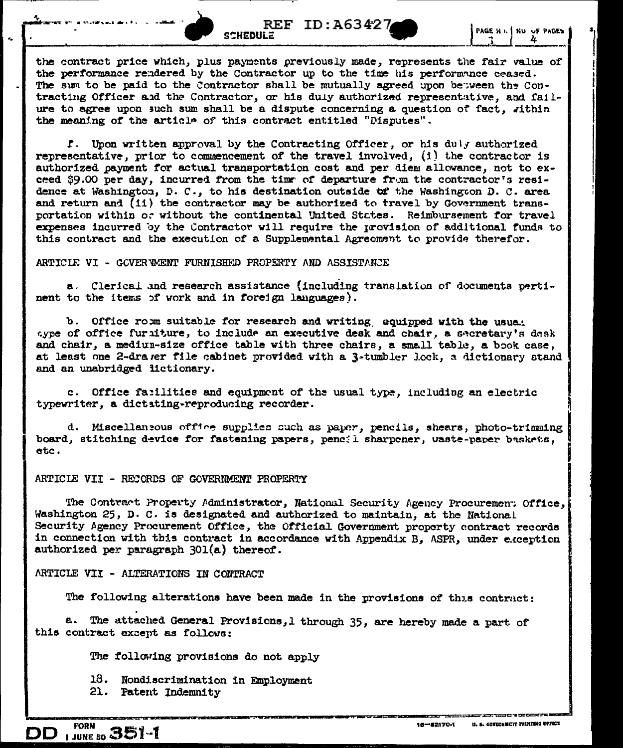the contract price which, plus payments previously made, represents the fair value of the performance rendered by the Contractor up to the time his performance ceased. The sum to be paid to the Contractor shall be mutually agreed upon between the Contracting Officer and the Contractor, or his duly authorized representative, and failure to agree upon such sum shall be a dispute concerning a question of fact, within the meaning of the article of this contract entitled "Disputes".

f. Upon written approval by the Contracting Officer, or his duly authorized representative, prior to commencement of the travel involved, (i) the contractor is authorized payment for actual transportation cost and per diem allowance, not to exceed $9.00 per day, incurred from the time of departure from the contractor's residence at Washington, D. C., to his destination outside of the Washington D. C. area and return and (ii) the contractor may be authorized to travel by Government transportation within or without the continental United States. Reimbursement for travel expenses incurred by the Contractor will require the provision of additional funds to this contract and the execution of a Supplemental Agreement to provide therefor.

ARTICLE VI - GOVERNMENT FURNISHED PROPERTY AND ASSISTANCE

a. Clerical and research assistance (including translation of documents pertinent to the items of work and in foreign languages).

b. Office room suitable for research and writing equipped with the usual type of office furniture, to include an executive desk and chair, a secretary's desk and chair, a medium-size office table with three chairs, a small table, a book case, at least one 2-drawer file cabinet provided with a 3-tumbler lock, a dictionary stand and an unabridged dictionary.

c. Office facilities and equipment of the usual type, including an electric typewriter, a dictating-reproducing recorder.

d. Miscellaneous office supplies such as paper, pencils, shears, photo-trimming board, stitching device for fastening papers, pencil sharpener, waste-paper baskets, etc.

ARTICLE VII - RECORDS OF GOVERNMENT PROPERTY

The Contract Property Administrator, National Security Agency Procurement Office, Washington 25, D. C. is designated and authorized to maintain, at the National Security Agency Procurement Office, the Official Government property contract records in connection with this contract in accordance with Appendix B, ASPR, under exception authorized per paragraph 301(a) thereof.

ARTICLE VII - ALTERATIONS IN CONTRACT

The following alterations have been made in the provisions of this contract:

a. The attached General Provisions, 1 through 35, are hereby made a part of this contract except as follows:

The following provisions do not apply

18. Nondiscrimination in Employment
21. Patent Indemnity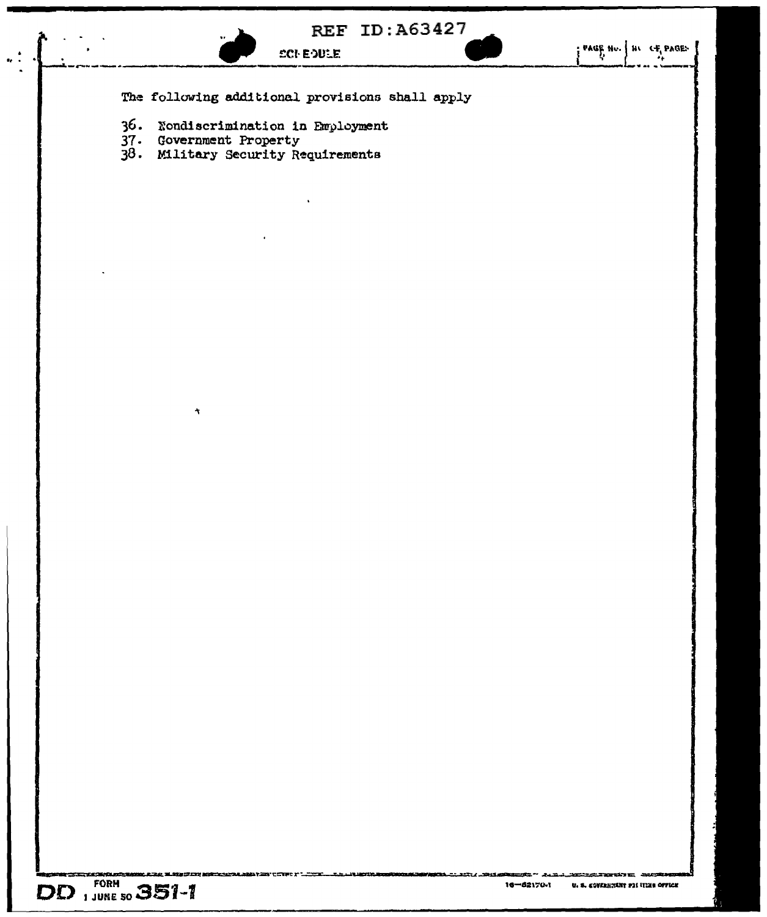REF ID:A63427

SCHEDULE

The following additional provisions shall apply

36. Nondiscrimination in Employment
37. Government Property
38. Military Security Requirements

DD FORM 1 JUNE 50 351-1